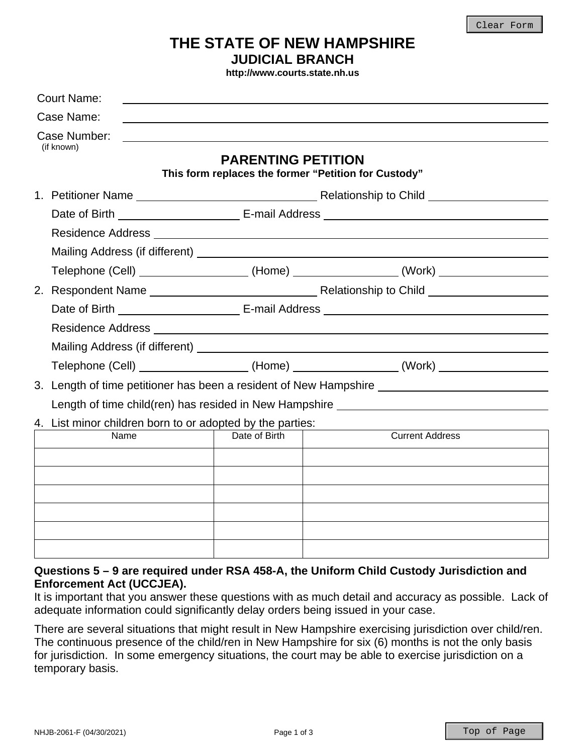# THE STATE OF NEW HAMPSHIRE
## JUDICIAL BRANCH
**http://www.courts.state.nh.us**

Court Name: \_\_\_\_\_\_\_\_\_\_\_\_\_\_\_\_\_\_\_\_\_\_\_\_\_\_\_\_\_\_\_\_

Case Name: \_\_\_\_\_\_\_\_\_\_\_\_\_\_\_\_\_\_\_\_\_\_\_\_\_\_\_\_\_\_\_\_

Case Number: \_\_\_\_\_\_\_\_\_\_\_\_\_\_\_\_\_\_\_\_\_\_\_\_\_\_\_\_\_\_\_\_
(if known)

## PARENTING PETITION
**This form replaces the former "Petition for Custody"**

1. Petitioner Name \_\_\_\_\_\_\_\_\_\_\_\_\_\_\_\_\_\_\_\_ Relationship to Child \_\_\_\_\_\_\_\_\_\_\_\_\_\_\_\_

   Date of Birth \_\_\_\_\_\_\_\_\_\_\_\_\_\_\_\_ E-mail Address \_\_\_\_\_\_\_\_\_\_\_\_\_\_\_\_\_\_\_\_

   Residence Address \_\_\_\_\_\_\_\_\_\_\_\_\_\_\_\_\_\_\_\_\_\_\_\_\_\_\_\_\_\_\_\_\_\_\_\_\_\_\_\_

   Mailing Address (if different) \_\_\_\_\_\_\_\_\_\_\_\_\_\_\_\_\_\_\_\_\_\_\_\_\_\_\_\_\_\_\_\_

   Telephone (Cell) \_\_\_\_\_\_\_\_\_\_\_\_\_\_ (Home) \_\_\_\_\_\_\_\_\_\_\_\_\_\_ (Work) \_\_\_\_\_\_\_\_\_\_\_\_\_\_

2. Respondent Name \_\_\_\_\_\_\_\_\_\_\_\_\_\_\_\_\_\_\_\_ Relationship to Child \_\_\_\_\_\_\_\_\_\_\_\_\_\_\_\_

   Date of Birth \_\_\_\_\_\_\_\_\_\_\_\_\_\_\_\_ E-mail Address \_\_\_\_\_\_\_\_\_\_\_\_\_\_\_\_\_\_\_\_

   Residence Address \_\_\_\_\_\_\_\_\_\_\_\_\_\_\_\_\_\_\_\_\_\_\_\_\_\_\_\_\_\_\_\_\_\_\_\_\_\_\_\_

   Mailing Address (if different) \_\_\_\_\_\_\_\_\_\_\_\_\_\_\_\_\_\_\_\_\_\_\_\_\_\_\_\_\_\_\_\_

   Telephone (Cell) \_\_\_\_\_\_\_\_\_\_\_\_\_\_ (Home) \_\_\_\_\_\_\_\_\_\_\_\_\_\_ (Work) \_\_\_\_\_\_\_\_\_\_\_\_\_\_

3. Length of time petitioner has been a resident of New Hampshire \_\_\_\_\_\_\_\_\_\_\_\_\_\_\_\_\_\_\_\_

   Length of time child(ren) has resided in New Hampshire \_\_\_\_\_\_\_\_\_\_\_\_\_\_\_\_\_\_\_\_

4. List minor children born to or adopted by the parties:

| Name | Date of Birth | Current Address |
|---|---|---|
| | | |
| | | |
| | | |
| | | |
| | | |
| | | |

**Questions 5 – 9 are required under RSA 458-A, the Uniform Child Custody Jurisdiction and Enforcement Act (UCCJEA).**

It is important that you answer these questions with as much detail and accuracy as possible. Lack of adequate information could significantly delay orders being issued in your case.

There are several situations that might result in New Hampshire exercising jurisdiction over child/ren. The continuous presence of the child/ren in New Hampshire for six (6) months is not the only basis for jurisdiction. In some emergency situations, the court may be able to exercise jurisdiction on a temporary basis.

NHJB-2061-F (04/30/2021)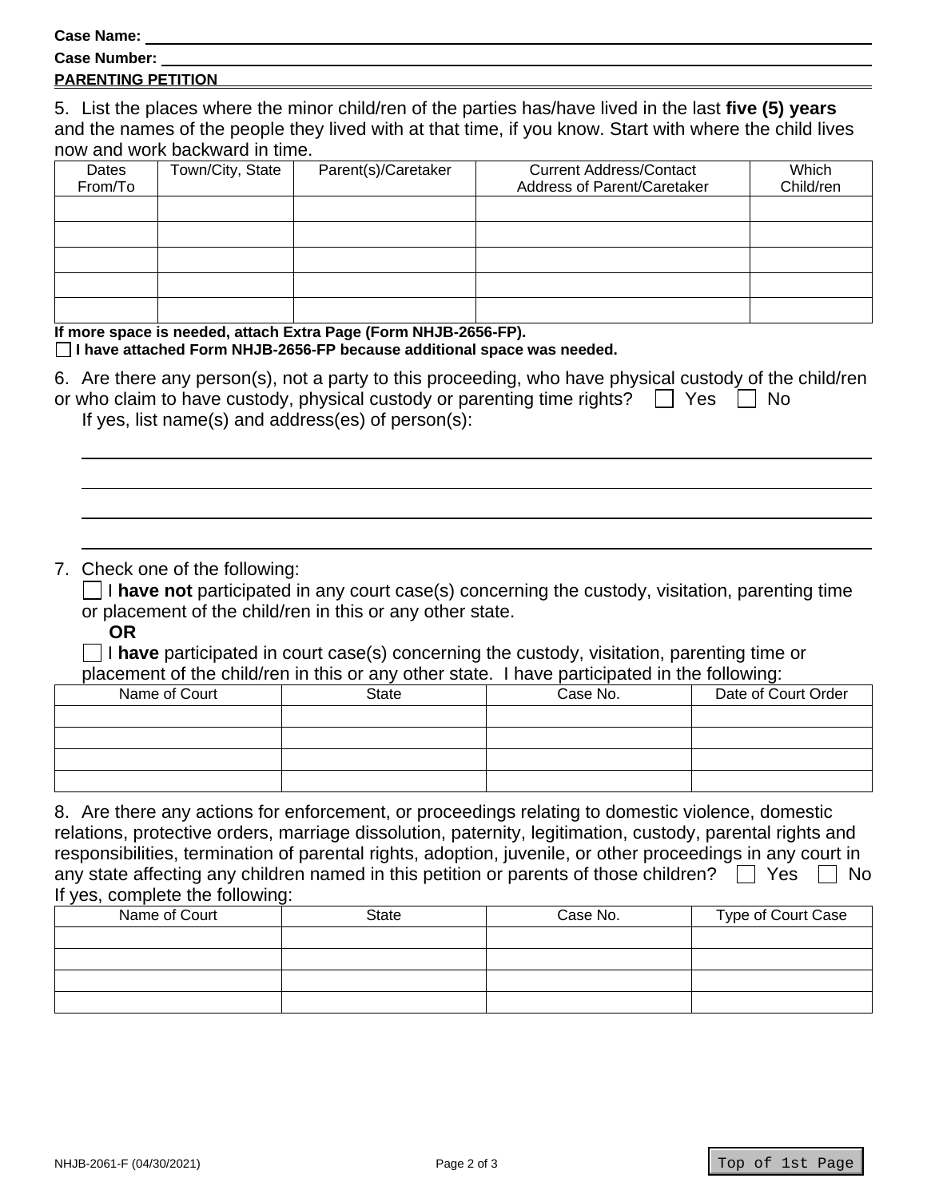**Case Name:** ______________________________

**Case Number:** ______________________________

**PARENTING PETITION**

5. List the places where the minor child/ren of the parties has/have lived in the last **five (5) years** and the names of the people they lived with at that time, if you know. Start with where the child lives now and work backward in time.

| Dates From/To | Town/City, State | Parent(s)/Caretaker | Current Address/Contact Address of Parent/Caretaker | Which Child/ren |
|---|---|---|---|---|
| | | | | |
| | | | | |
| | | | | |
| | | | | |
| | | | | |

**If more space is needed, attach Extra Page (Form NHJB-2656-FP).**

☐ **I have attached Form NHJB-2656-FP because additional space was needed.**

6. Are there any person(s), not a party to this proceeding, who have physical custody of the child/ren or who claim to have custody, physical custody or parenting time rights? ☐ Yes ☐ No

If yes, list name(s) and address(es) of person(s):

______________________________

______________________________

______________________________

______________________________

7. Check one of the following:

☐ I **have not** participated in any court case(s) concerning the custody, visitation, parenting time or placement of the child/ren in this or any other state.

**OR**

☐ I **have** participated in court case(s) concerning the custody, visitation, parenting time or placement of the child/ren in this or any other state. I have participated in the following:

| Name of Court | State | Case No. | Date of Court Order |
|---|---|---|---|
| | | | |
| | | | |
| | | | |
| | | | |

8. Are there any actions for enforcement, or proceedings relating to domestic violence, domestic relations, protective orders, marriage dissolution, paternity, legitimation, custody, parental rights and responsibilities, termination of parental rights, adoption, juvenile, or other proceedings in any court in any state affecting any children named in this petition or parents of those children? ☐ Yes ☐ No

If yes, complete the following:

| Name of Court | State | Case No. | Type of Court Case |
|---|---|---|---|
| | | | |
| | | | |
| | | | |
| | | | |

NHJB-2061-F (04/30/2021)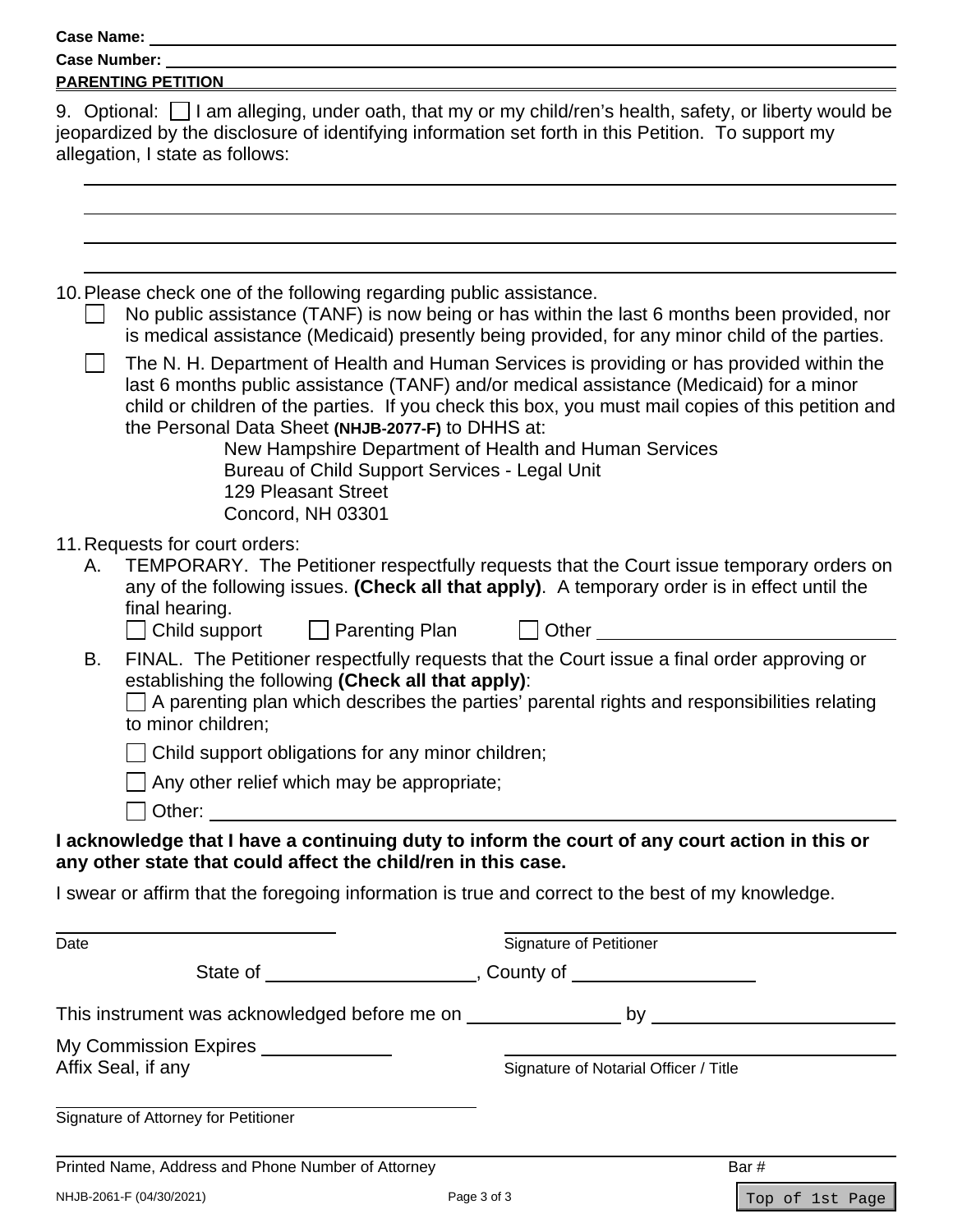Case Name: ______________________________

Case Number: ______________________________

**PARENTING PETITION**

9. Optional: ☐ I am alleging, under oath, that my or my child/ren's health, safety, or liberty would be jeopardized by the disclosure of identifying information set forth in this Petition. To support my allegation, I state as follows:

______________________________

______________________________

______________________________

______________________________

10. Please check one of the following regarding public assistance.

    ☐ No public assistance (TANF) is now being or has within the last 6 months been provided, nor is medical assistance (Medicaid) presently being provided, for any minor child of the parties.

    ☐ The N. H. Department of Health and Human Services is providing or has provided within the last 6 months public assistance (TANF) and/or medical assistance (Medicaid) for a minor child or children of the parties. If you check this box, you must mail copies of this petition and the Personal Data Sheet **(NHJB-2077-F)** to DHHS at:

    New Hampshire Department of Health and Human Services
    Bureau of Child Support Services - Legal Unit
    129 Pleasant Street
    Concord, NH 03301

11. Requests for court orders:

    A. TEMPORARY. The Petitioner respectfully requests that the Court issue temporary orders on any of the following issues. **(Check all that apply)**. A temporary order is in effect until the final hearing.

    ☐ Child support ☐ Parenting Plan ☐ Other ______________________________

    B. FINAL. The Petitioner respectfully requests that the Court issue a final order approving or establishing the following **(Check all that apply)**:

    ☐ A parenting plan which describes the parties' parental rights and responsibilities relating to minor children;

    ☐ Child support obligations for any minor children;

    ☐ Any other relief which may be appropriate;

    ☐ Other: ______________________________

**I acknowledge that I have a continuing duty to inform the court of any court action in this or any other state that could affect the child/ren in this case.**

I swear or affirm that the foregoing information is true and correct to the best of my knowledge.

______________________________ ______________________________
Date Signature of Petitioner

State of ______________________________, County of ______________________________

This instrument was acknowledged before me on ______________________________ by ______________________________

My Commission Expires ______________________________
Affix Seal, if any

______________________________
Signature of Notarial Officer / Title

______________________________
Signature of Attorney for Petitioner

______________________________
Printed Name, Address and Phone Number of Attorney Bar #

NHJB-2061-F (04/30/2021)

Top of 1st Page